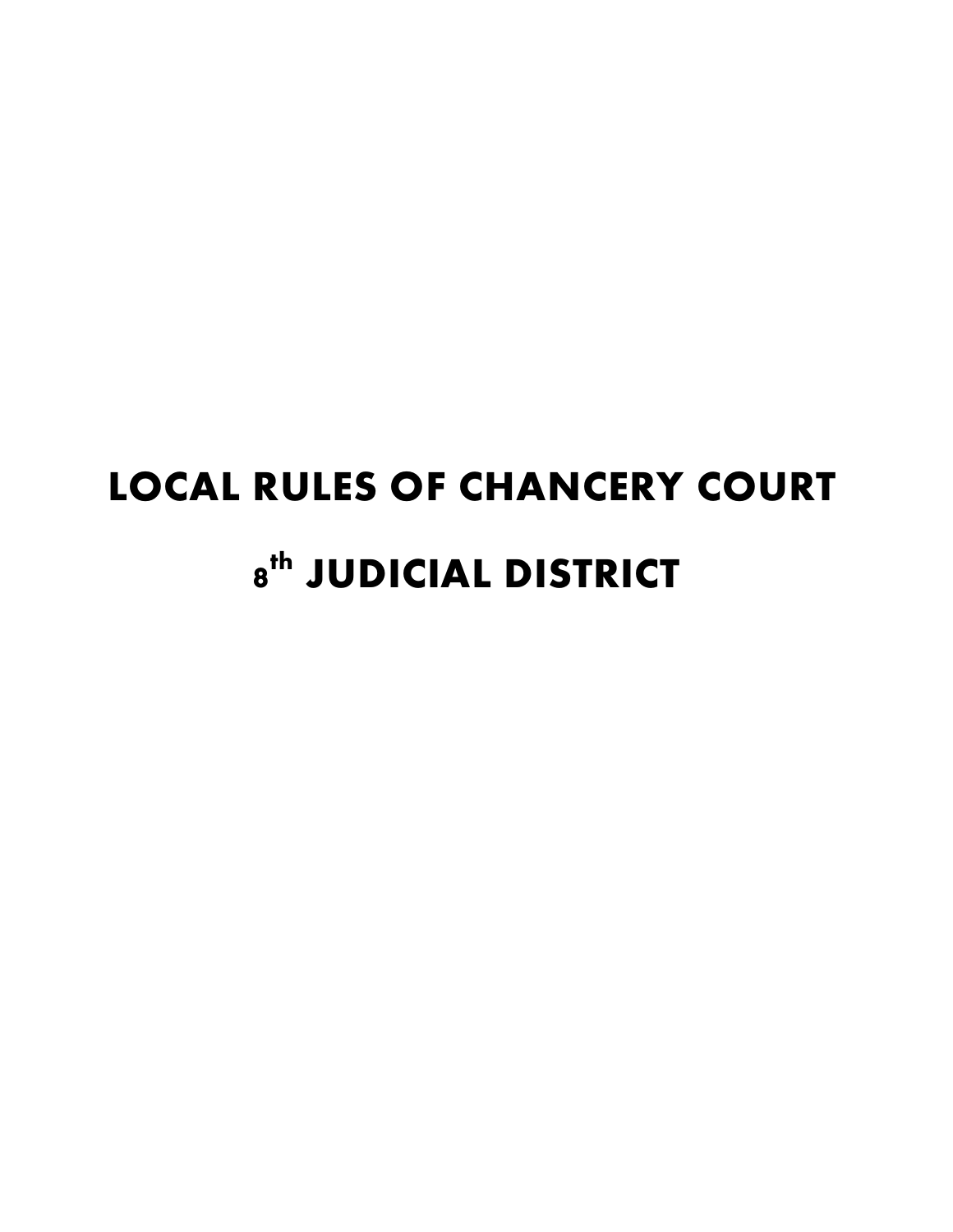# LOCAL RULES OF CHANCERY COURT

# 8th JUDICIAL DISTRICT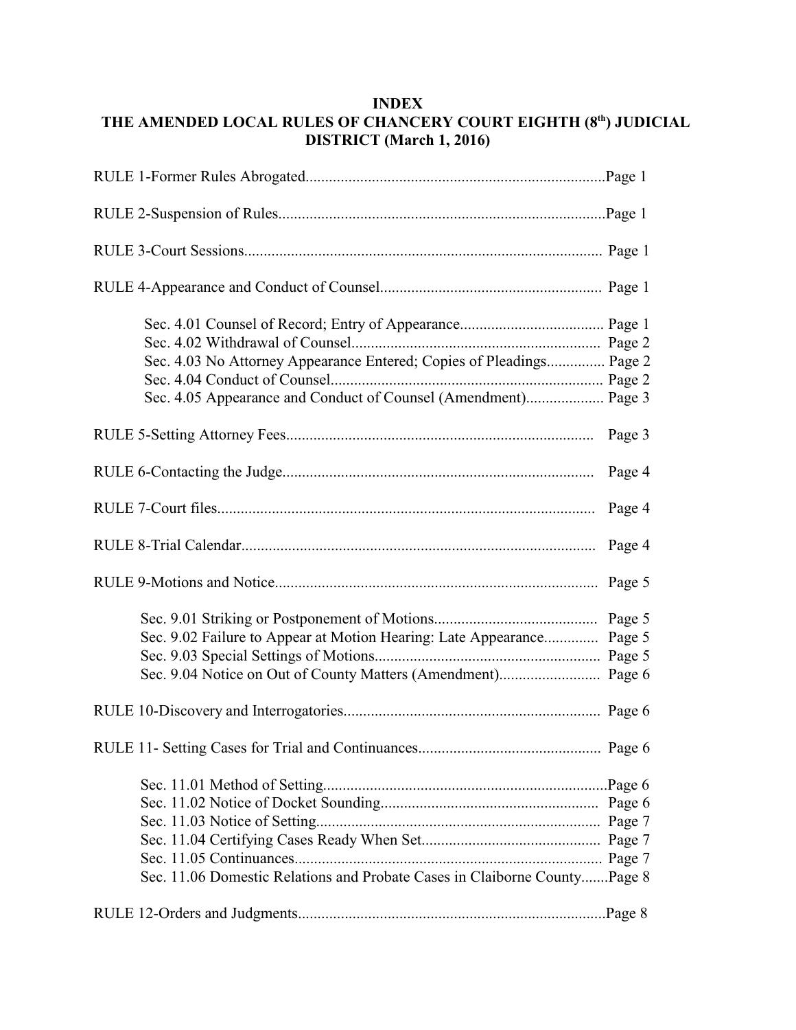**INDEX**

**THE AMENDED LOCAL RULES OF CHANCERY COURT EIGHTH (8th) JUDICIAL DISTRICT (March 1, 2016)**

RULE 1-Former Rules Abrogated............................................................................Page 1

RULE 2-Suspension of Rules..................................................................................Page 1

RULE 3-Court Sessions.......................................................................................... Page 1

RULE 4-Appearance and Conduct of Counsel........................................................ Page 1

- Sec. 4.01 Counsel of Record; Entry of Appearance.................................... Page 1
- Sec. 4.02 Withdrawal of Counsel............................................................... Page 2
- Sec. 4.03 No Attorney Appearance Entered; Copies of Pleadings............... Page 2
- Sec. 4.04 Conduct of Counsel..................................................................... Page 2
- Sec. 4.05 Appearance and Conduct of Counsel (Amendment).................... Page 3

RULE 5-Setting Attorney Fees.............................................................................. Page 3

RULE 6-Contacting the Judge............................................................................... Page 4

RULE 7-Court files................................................................................................ Page 4

RULE 8-Trial Calendar.......................................................................................... Page 4

RULE 9-Motions and Notice.................................................................................. Page 5

- Sec. 9.01 Striking or Postponement of Motions......................................... Page 5
- Sec. 9.02 Failure to Appear at Motion Hearing: Late Appearance.............. Page 5
- Sec. 9.03 Special Settings of Motions......................................................... Page 5
- Sec. 9.04 Notice on Out of County Matters (Amendment).......................... Page 6

RULE 10-Discovery and Interrogatories................................................................. Page 6

RULE 11- Setting Cases for Trial and Continuances.............................................. Page 6

- Sec. 11.01 Method of Setting........................................................................Page 6
- Sec. 11.02 Notice of Docket Sounding....................................................... Page 6
- Sec. 11.03 Notice of Setting........................................................................ Page 7
- Sec. 11.04 Certifying Cases Ready When Set............................................. Page 7
- Sec. 11.05 Continuances.............................................................................. Page 7
- Sec. 11.06 Domestic Relations and Probate Cases in Claiborne County.......Page 8

RULE 12-Orders and Judgments.............................................................................Page 8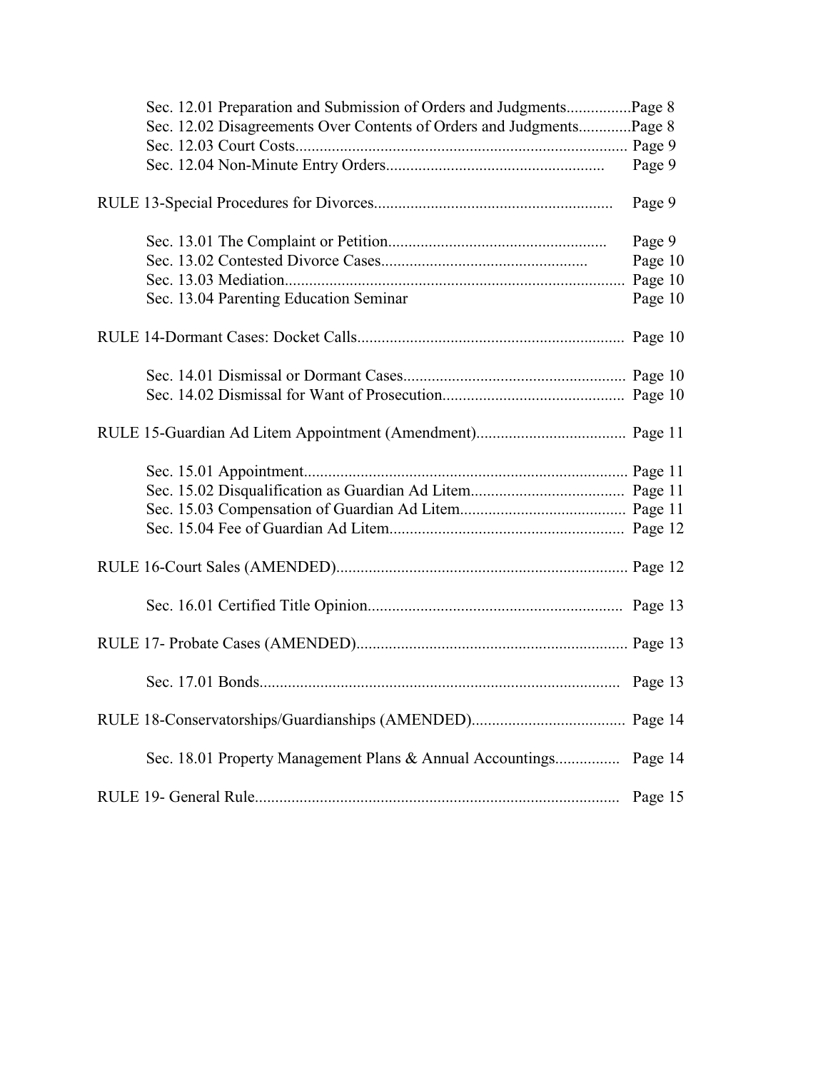Sec. 12.01 Preparation and Submission of Orders and Judgments................Page 8
Sec. 12.02 Disagreements Over Contents of Orders and Judgments.............Page 8
Sec. 12.03 Court Costs.................................................................................. Page 9
Sec. 12.04 Non-Minute Entry Orders...................................................... Page 9

RULE 13-Special Procedures for Divorces........................................................... Page 9

Sec. 13.01 The Complaint or Petition..................................................... Page 9
Sec. 13.02 Contested Divorce Cases.................................................. Page 10
Sec. 13.03 Mediation.................................................................................... Page 10
Sec. 13.04 Parenting Education Seminar Page 10

RULE 14-Dormant Cases: Docket Calls.................................................................. Page 10

Sec. 14.01 Dismissal or Dormant Cases...................................................... Page 10
Sec. 14.02 Dismissal for Want of Prosecution............................................ Page 10

RULE 15-Guardian Ad Litem Appointment (Amendment).................................... Page 11

Sec. 15.01 Appointment................................................................................ Page 11
Sec. 15.02 Disqualification as Guardian Ad Litem...................................... Page 11
Sec. 15.03 Compensation of Guardian Ad Litem......................................... Page 11
Sec. 15.04 Fee of Guardian Ad Litem.......................................................... Page 12

RULE 16-Court Sales (AMENDED)........................................................................ Page 12

Sec. 16.01 Certified Title Opinion.............................................................. Page 13

RULE 17- Probate Cases (AMENDED).................................................................. Page 13

Sec. 17.01 Bonds......................................................................................... Page 13

RULE 18-Conservatorships/Guardianships (AMENDED)...................................... Page 14

Sec. 18.01 Property Management Plans & Annual Accountings................ Page 14

RULE 19- General Rule......................................................................................... Page 15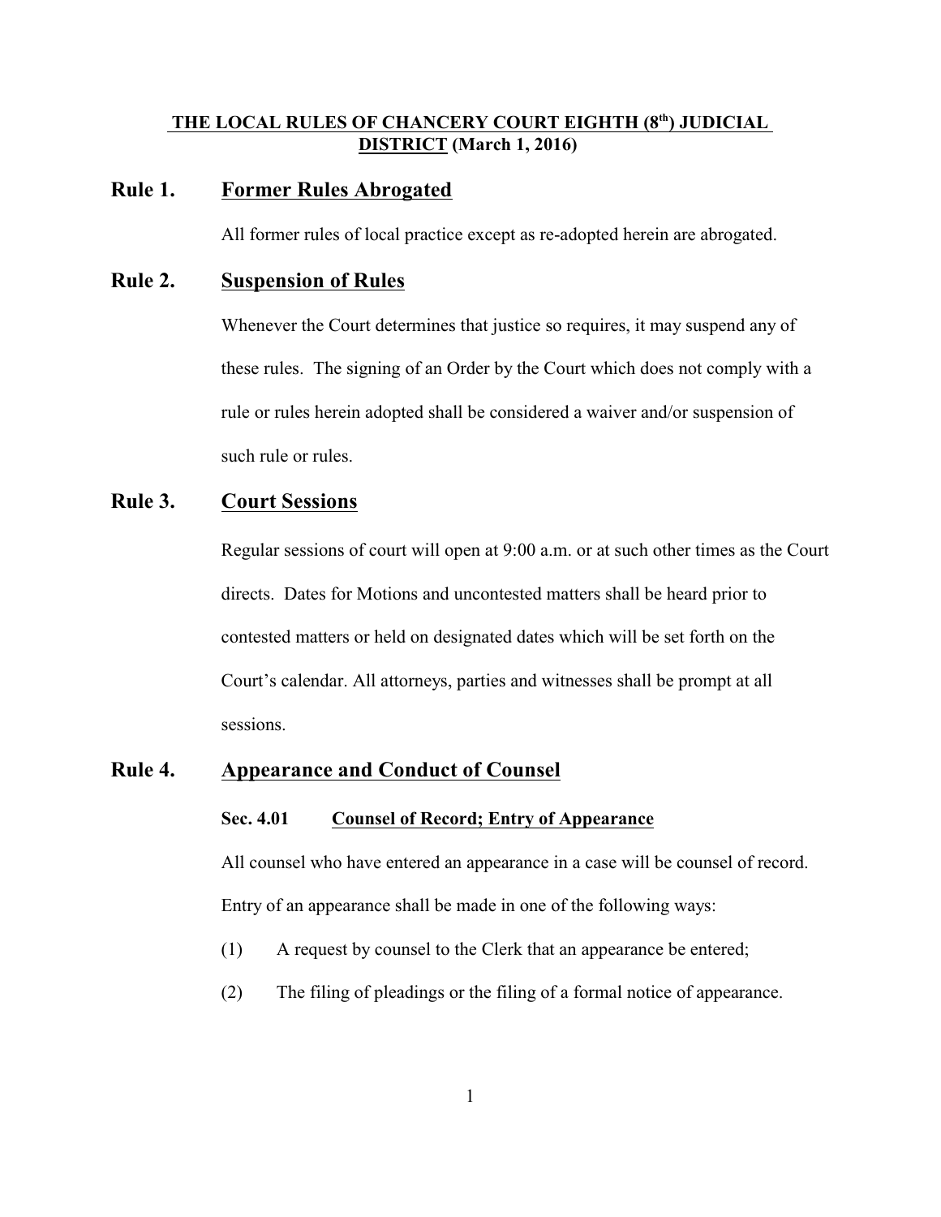# THE LOCAL RULES OF CHANCERY COURT EIGHTH (8th) JUDICIAL DISTRICT (March 1, 2016)

## Rule 1. Former Rules Abrogated

All former rules of local practice except as re-adopted herein are abrogated.

## Rule 2. Suspension of Rules

Whenever the Court determines that justice so requires, it may suspend any of these rules. The signing of an Order by the Court which does not comply with a rule or rules herein adopted shall be considered a waiver and/or suspension of such rule or rules.

## Rule 3. Court Sessions

Regular sessions of court will open at 9:00 a.m. or at such other times as the Court directs. Dates for Motions and uncontested matters shall be heard prior to contested matters or held on designated dates which will be set forth on the Court's calendar. All attorneys, parties and witnesses shall be prompt at all sessions.

## Rule 4. Appearance and Conduct of Counsel

### Sec. 4.01 Counsel of Record; Entry of Appearance

All counsel who have entered an appearance in a case will be counsel of record. Entry of an appearance shall be made in one of the following ways:

(1) A request by counsel to the Clerk that an appearance be entered;

(2) The filing of pleadings or the filing of a formal notice of appearance.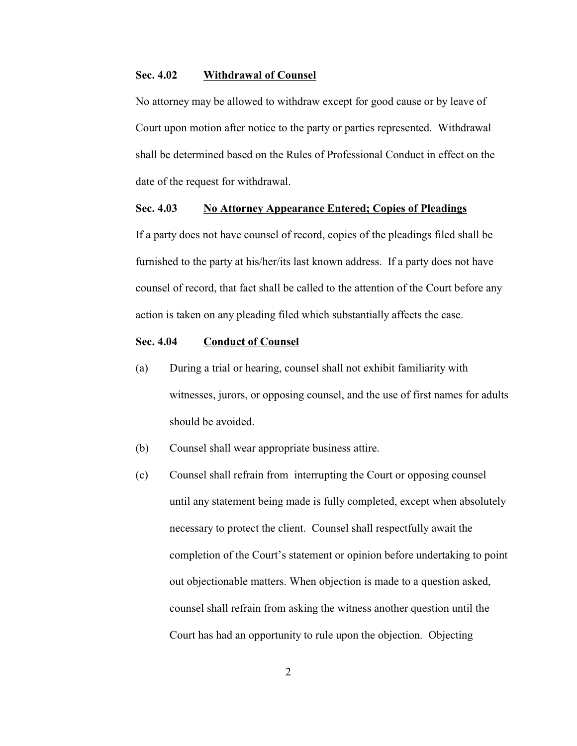**Sec. 4.02 <u>Withdrawal of Counsel</u>**

No attorney may be allowed to withdraw except for good cause or by leave of Court upon motion after notice to the party or parties represented. Withdrawal shall be determined based on the Rules of Professional Conduct in effect on the date of the request for withdrawal.

**Sec. 4.03 <u>No Attorney Appearance Entered; Copies of Pleadings</u>**

If a party does not have counsel of record, copies of the pleadings filed shall be furnished to the party at his/her/its last known address. If a party does not have counsel of record, that fact shall be called to the attention of the Court before any action is taken on any pleading filed which substantially affects the case.

**Sec. 4.04 <u>Conduct of Counsel</u>**

(a) During a trial or hearing, counsel shall not exhibit familiarity with witnesses, jurors, or opposing counsel, and the use of first names for adults should be avoided.

(b) Counsel shall wear appropriate business attire.

(c) Counsel shall refrain from interrupting the Court or opposing counsel until any statement being made is fully completed, except when absolutely necessary to protect the client. Counsel shall respectfully await the completion of the Court's statement or opinion before undertaking to point out objectionable matters. When objection is made to a question asked, counsel shall refrain from asking the witness another question until the Court has had an opportunity to rule upon the objection. Objecting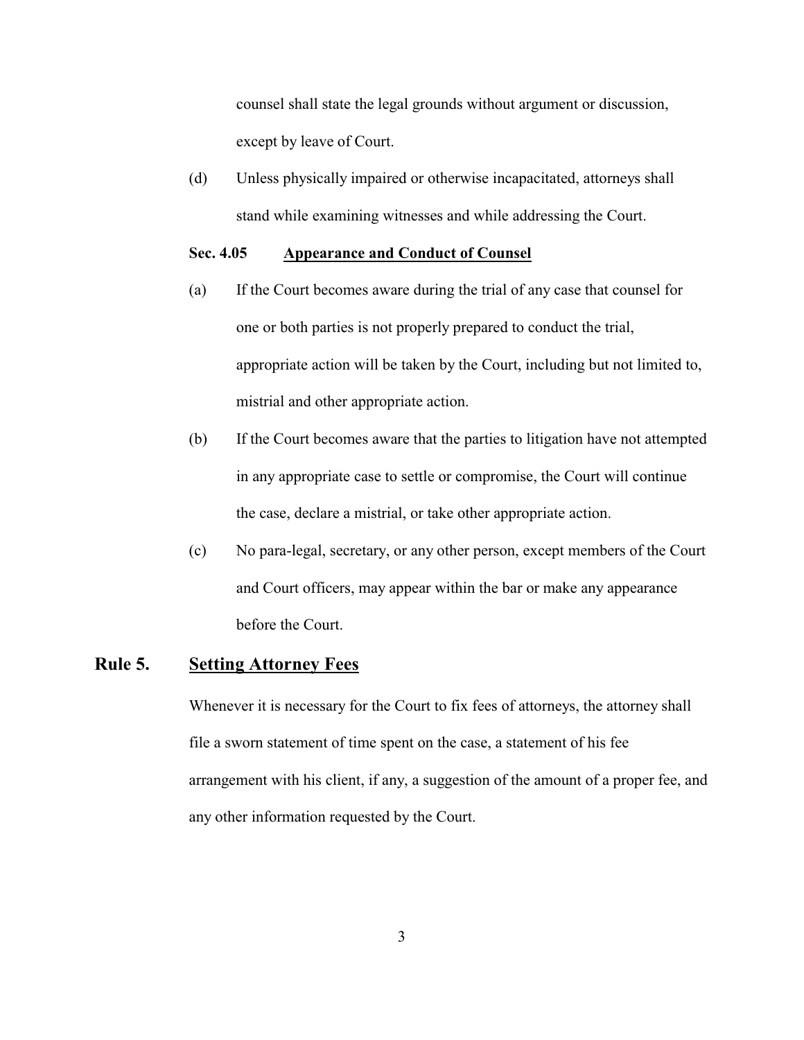counsel shall state the legal grounds without argument or discussion, except by leave of Court.

(d) Unless physically impaired or otherwise incapacitated, attorneys shall stand while examining witnesses and while addressing the Court.

**Sec. 4.05 Appearance and Conduct of Counsel**

(a) If the Court becomes aware during the trial of any case that counsel for one or both parties is not properly prepared to conduct the trial, appropriate action will be taken by the Court, including but not limited to, mistrial and other appropriate action.

(b) If the Court becomes aware that the parties to litigation have not attempted in any appropriate case to settle or compromise, the Court will continue the case, declare a mistrial, or take other appropriate action.

(c) No para-legal, secretary, or any other person, except members of the Court and Court officers, may appear within the bar or make any appearance before the Court.

## Rule 5. Setting Attorney Fees

Whenever it is necessary for the Court to fix fees of attorneys, the attorney shall file a sworn statement of time spent on the case, a statement of his fee arrangement with his client, if any, a suggestion of the amount of a proper fee, and any other information requested by the Court.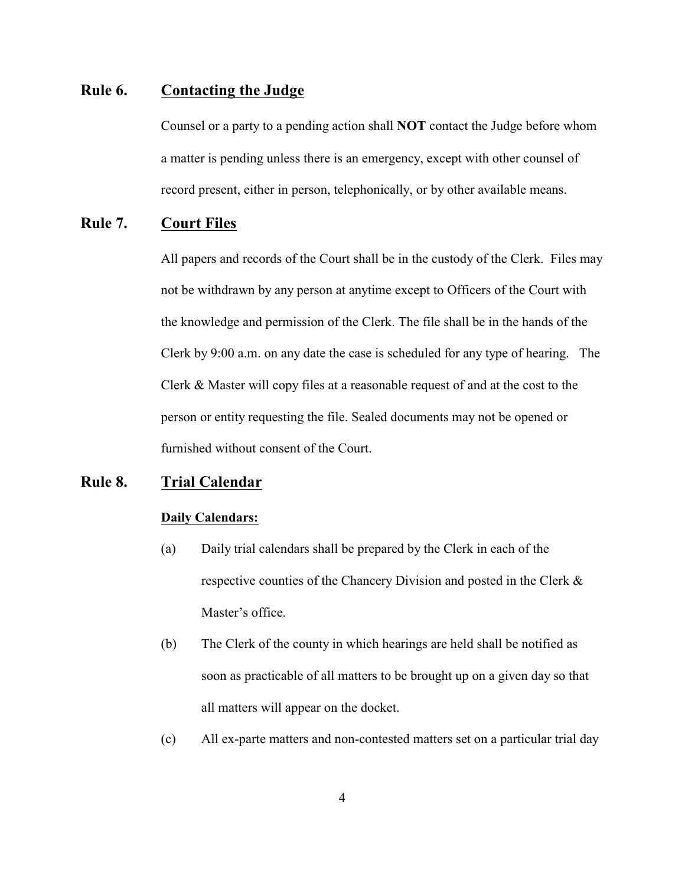## Rule 6. <u>Contacting the Judge</u>

Counsel or a party to a pending action shall **NOT** contact the Judge before whom a matter is pending unless there is an emergency, except with other counsel of record present, either in person, telephonically, or by other available means.

## Rule 7. <u>Court Files</u>

All papers and records of the Court shall be in the custody of the Clerk. Files may not be withdrawn by any person at anytime except to Officers of the Court with the knowledge and permission of the Clerk. The file shall be in the hands of the Clerk by 9:00 a.m. on any date the case is scheduled for any type of hearing. The Clerk & Master will copy files at a reasonable request of and at the cost to the person or entity requesting the file. Sealed documents may not be opened or furnished without consent of the Court.

## Rule 8. <u>Trial Calendar</u>

**<u>Daily Calendars:</u>**

(a) Daily trial calendars shall be prepared by the Clerk in each of the respective counties of the Chancery Division and posted in the Clerk & Master's office.

(b) The Clerk of the county in which hearings are held shall be notified as soon as practicable of all matters to be brought up on a given day so that all matters will appear on the docket.

(c) All ex-parte matters and non-contested matters set on a particular trial day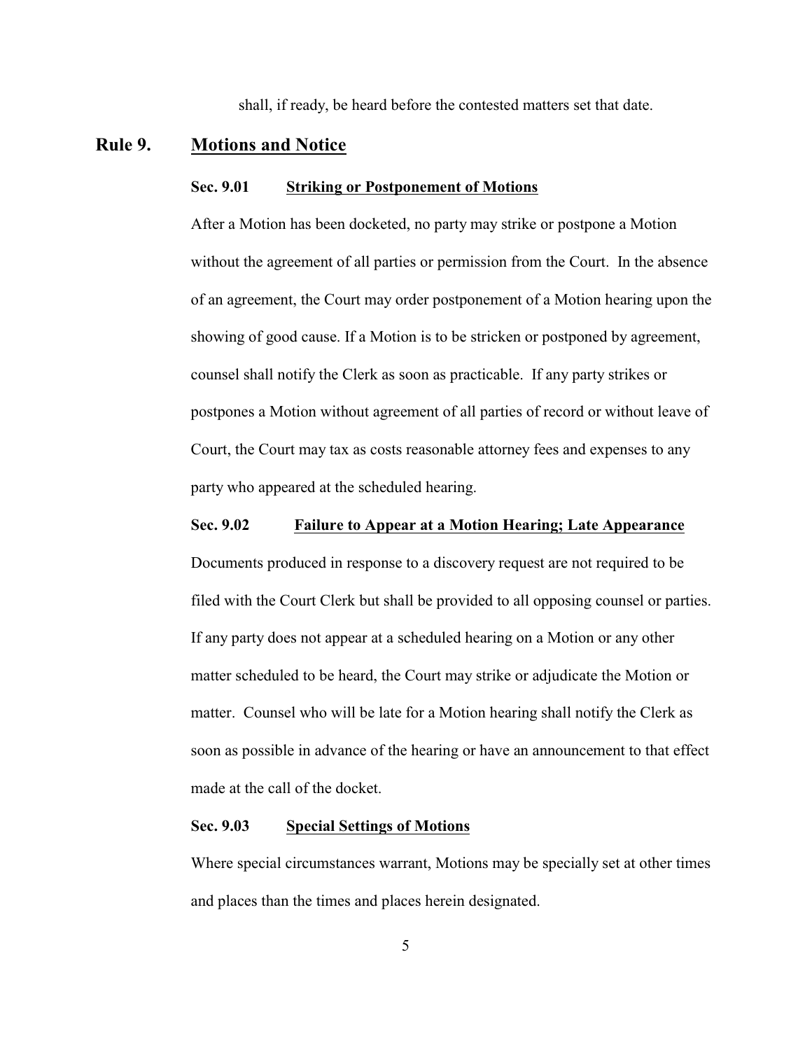shall, if ready, be heard before the contested matters set that date.

## Rule 9. Motions and Notice

### Sec. 9.01 Striking or Postponement of Motions

After a Motion has been docketed, no party may strike or postpone a Motion without the agreement of all parties or permission from the Court. In the absence of an agreement, the Court may order postponement of a Motion hearing upon the showing of good cause. If a Motion is to be stricken or postponed by agreement, counsel shall notify the Clerk as soon as practicable. If any party strikes or postpones a Motion without agreement of all parties of record or without leave of Court, the Court may tax as costs reasonable attorney fees and expenses to any party who appeared at the scheduled hearing.

### Sec. 9.02 Failure to Appear at a Motion Hearing; Late Appearance

Documents produced in response to a discovery request are not required to be filed with the Court Clerk but shall be provided to all opposing counsel or parties. If any party does not appear at a scheduled hearing on a Motion or any other matter scheduled to be heard, the Court may strike or adjudicate the Motion or matter. Counsel who will be late for a Motion hearing shall notify the Clerk as soon as possible in advance of the hearing or have an announcement to that effect made at the call of the docket.

### Sec. 9.03 Special Settings of Motions

Where special circumstances warrant, Motions may be specially set at other times and places than the times and places herein designated.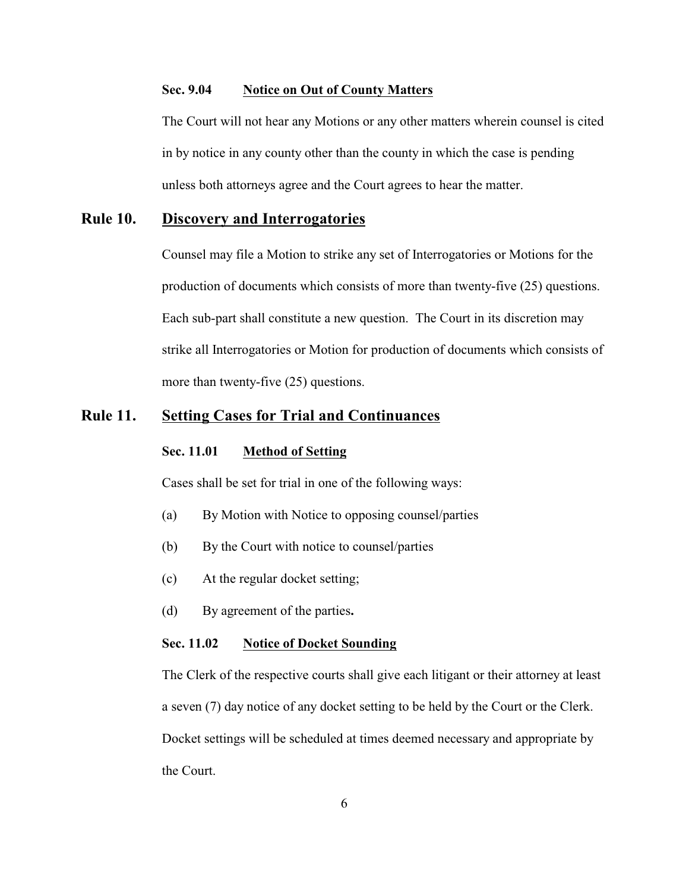### Sec. 9.04 Notice on Out of County Matters

The Court will not hear any Motions or any other matters wherein counsel is cited in by notice in any county other than the county in which the case is pending unless both attorneys agree and the Court agrees to hear the matter.

## Rule 10. Discovery and Interrogatories

Counsel may file a Motion to strike any set of Interrogatories or Motions for the production of documents which consists of more than twenty-five (25) questions. Each sub-part shall constitute a new question. The Court in its discretion may strike all Interrogatories or Motion for production of documents which consists of more than twenty-five (25) questions.

## Rule 11. Setting Cases for Trial and Continuances

### Sec. 11.01 Method of Setting

Cases shall be set for trial in one of the following ways:

(a) By Motion with Notice to opposing counsel/parties

(b) By the Court with notice to counsel/parties

(c) At the regular docket setting;

(d) By agreement of the parties**.**

### Sec. 11.02 Notice of Docket Sounding

The Clerk of the respective courts shall give each litigant or their attorney at least a seven (7) day notice of any docket setting to be held by the Court or the Clerk. Docket settings will be scheduled at times deemed necessary and appropriate by the Court.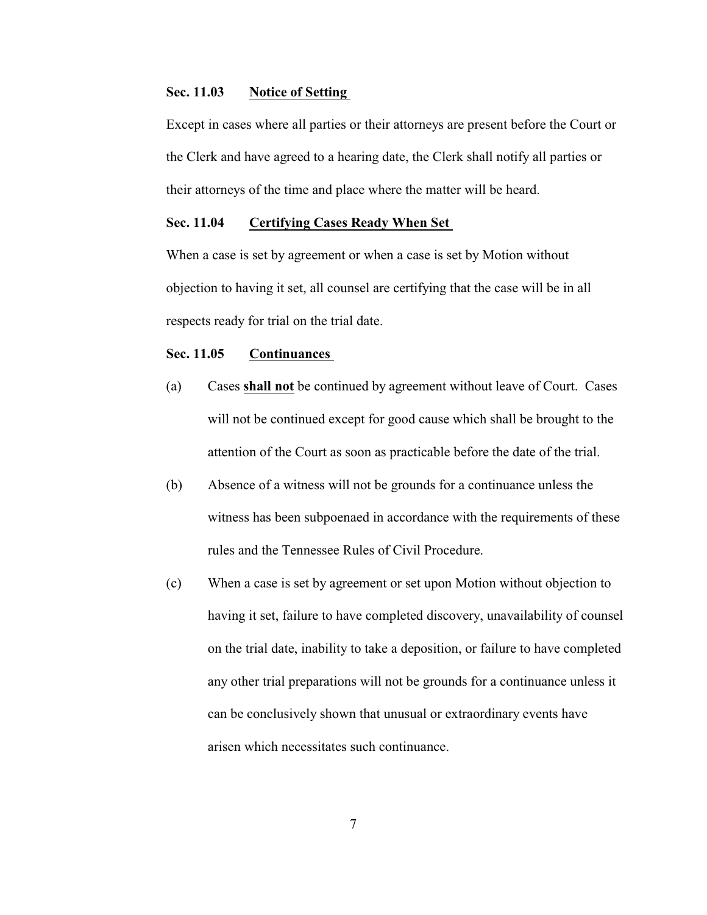### Sec. 11.03 Notice of Setting

Except in cases where all parties or their attorneys are present before the Court or the Clerk and have agreed to a hearing date, the Clerk shall notify all parties or their attorneys of the time and place where the matter will be heard.

### Sec. 11.04 Certifying Cases Ready When Set

When a case is set by agreement or when a case is set by Motion without objection to having it set, all counsel are certifying that the case will be in all respects ready for trial on the trial date.

### Sec. 11.05 Continuances

(a) Cases **shall not** be continued by agreement without leave of Court. Cases will not be continued except for good cause which shall be brought to the attention of the Court as soon as practicable before the date of the trial.

(b) Absence of a witness will not be grounds for a continuance unless the witness has been subpoenaed in accordance with the requirements of these rules and the Tennessee Rules of Civil Procedure.

(c) When a case is set by agreement or set upon Motion without objection to having it set, failure to have completed discovery, unavailability of counsel on the trial date, inability to take a deposition, or failure to have completed any other trial preparations will not be grounds for a continuance unless it can be conclusively shown that unusual or extraordinary events have arisen which necessitates such continuance.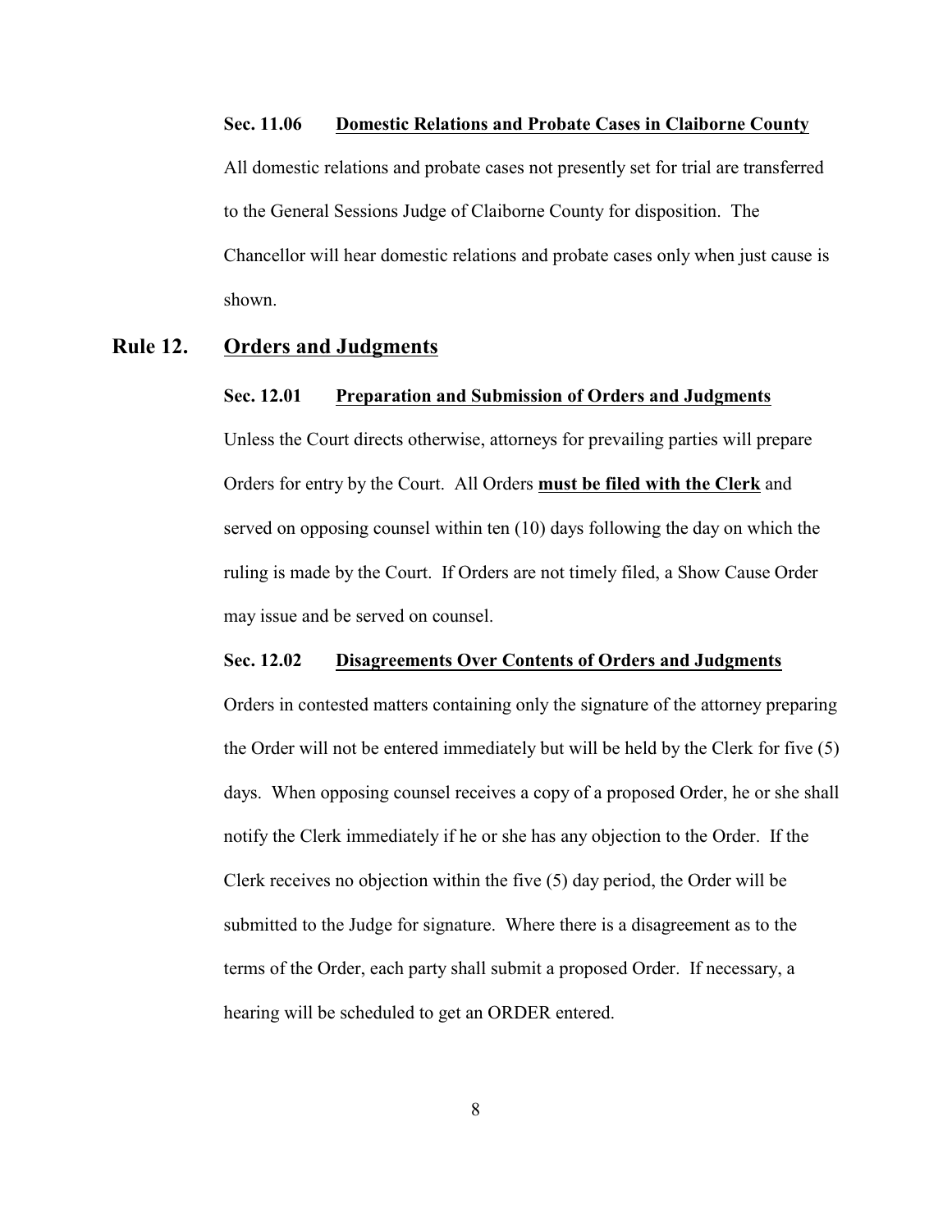### Sec. 11.06 <u>Domestic Relations and Probate Cases in Claiborne County</u>

All domestic relations and probate cases not presently set for trial are transferred to the General Sessions Judge of Claiborne County for disposition. The Chancellor will hear domestic relations and probate cases only when just cause is shown.

## Rule 12. <u>Orders and Judgments</u>

### Sec. 12.01 <u>Preparation and Submission of Orders and Judgments</u>

Unless the Court directs otherwise, attorneys for prevailing parties will prepare Orders for entry by the Court. All Orders **<u>must be filed with the Clerk</u>** and served on opposing counsel within ten (10) days following the day on which the ruling is made by the Court. If Orders are not timely filed, a Show Cause Order may issue and be served on counsel.

### Sec. 12.02 <u>Disagreements Over Contents of Orders and Judgments</u>

Orders in contested matters containing only the signature of the attorney preparing the Order will not be entered immediately but will be held by the Clerk for five (5) days. When opposing counsel receives a copy of a proposed Order, he or she shall notify the Clerk immediately if he or she has any objection to the Order. If the Clerk receives no objection within the five (5) day period, the Order will be submitted to the Judge for signature. Where there is a disagreement as to the terms of the Order, each party shall submit a proposed Order. If necessary, a hearing will be scheduled to get an ORDER entered.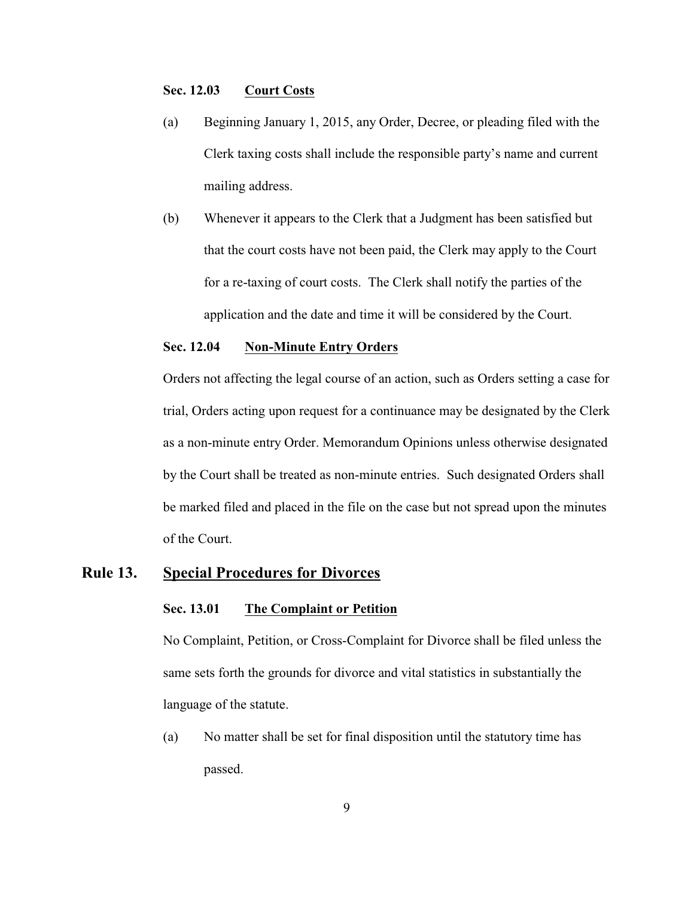### Sec. 12.03 Court Costs

(a) Beginning January 1, 2015, any Order, Decree, or pleading filed with the Clerk taxing costs shall include the responsible party's name and current mailing address.

(b) Whenever it appears to the Clerk that a Judgment has been satisfied but that the court costs have not been paid, the Clerk may apply to the Court for a re-taxing of court costs. The Clerk shall notify the parties of the application and the date and time it will be considered by the Court.

### Sec. 12.04 Non-Minute Entry Orders

Orders not affecting the legal course of an action, such as Orders setting a case for trial, Orders acting upon request for a continuance may be designated by the Clerk as a non-minute entry Order. Memorandum Opinions unless otherwise designated by the Court shall be treated as non-minute entries. Such designated Orders shall be marked filed and placed in the file on the case but not spread upon the minutes of the Court.

## Rule 13. Special Procedures for Divorces

### Sec. 13.01 The Complaint or Petition

No Complaint, Petition, or Cross-Complaint for Divorce shall be filed unless the same sets forth the grounds for divorce and vital statistics in substantially the language of the statute.

(a) No matter shall be set for final disposition until the statutory time has passed.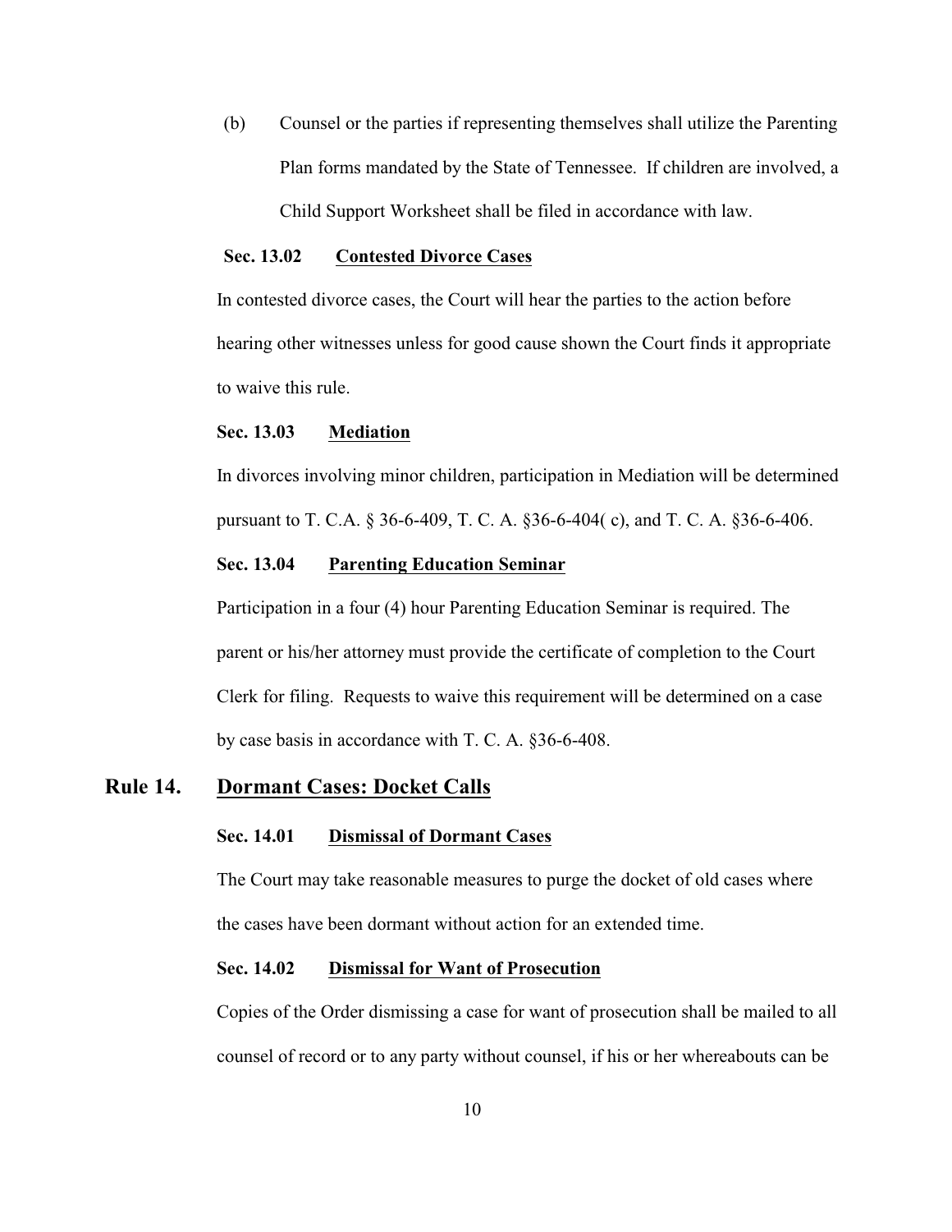(b) Counsel or the parties if representing themselves shall utilize the Parenting Plan forms mandated by the State of Tennessee. If children are involved, a Child Support Worksheet shall be filed in accordance with law.

### Sec. 13.02 Contested Divorce Cases

In contested divorce cases, the Court will hear the parties to the action before hearing other witnesses unless for good cause shown the Court finds it appropriate to waive this rule.

### Sec. 13.03 Mediation

In divorces involving minor children, participation in Mediation will be determined pursuant to T. C.A. § 36-6-409, T. C. A. §36-6-404( c), and T. C. A. §36-6-406.

### Sec. 13.04 Parenting Education Seminar

Participation in a four (4) hour Parenting Education Seminar is required. The parent or his/her attorney must provide the certificate of completion to the Court Clerk for filing. Requests to waive this requirement will be determined on a case by case basis in accordance with T. C. A. §36-6-408.

## Rule 14. Dormant Cases: Docket Calls

### Sec. 14.01 Dismissal of Dormant Cases

The Court may take reasonable measures to purge the docket of old cases where the cases have been dormant without action for an extended time.

### Sec. 14.02 Dismissal for Want of Prosecution

Copies of the Order dismissing a case for want of prosecution shall be mailed to all counsel of record or to any party without counsel, if his or her whereabouts can be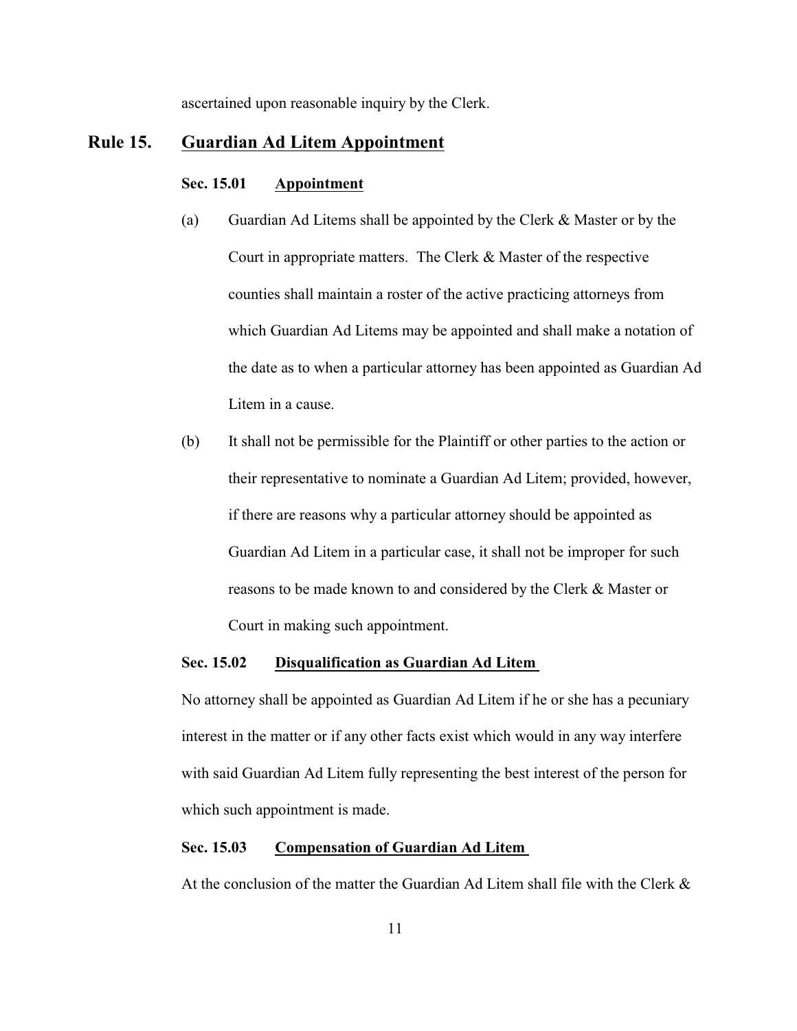ascertained upon reasonable inquiry by the Clerk.

## Rule 15. Guardian Ad Litem Appointment

### Sec. 15.01 Appointment

(a) Guardian Ad Litems shall be appointed by the Clerk & Master or by the Court in appropriate matters. The Clerk & Master of the respective counties shall maintain a roster of the active practicing attorneys from which Guardian Ad Litems may be appointed and shall make a notation of the date as to when a particular attorney has been appointed as Guardian Ad Litem in a cause.

(b) It shall not be permissible for the Plaintiff or other parties to the action or their representative to nominate a Guardian Ad Litem; provided, however, if there are reasons why a particular attorney should be appointed as Guardian Ad Litem in a particular case, it shall not be improper for such reasons to be made known to and considered by the Clerk & Master or Court in making such appointment.

### Sec. 15.02 Disqualification as Guardian Ad Litem

No attorney shall be appointed as Guardian Ad Litem if he or she has a pecuniary interest in the matter or if any other facts exist which would in any way interfere with said Guardian Ad Litem fully representing the best interest of the person for which such appointment is made.

### Sec. 15.03 Compensation of Guardian Ad Litem

At the conclusion of the matter the Guardian Ad Litem shall file with the Clerk &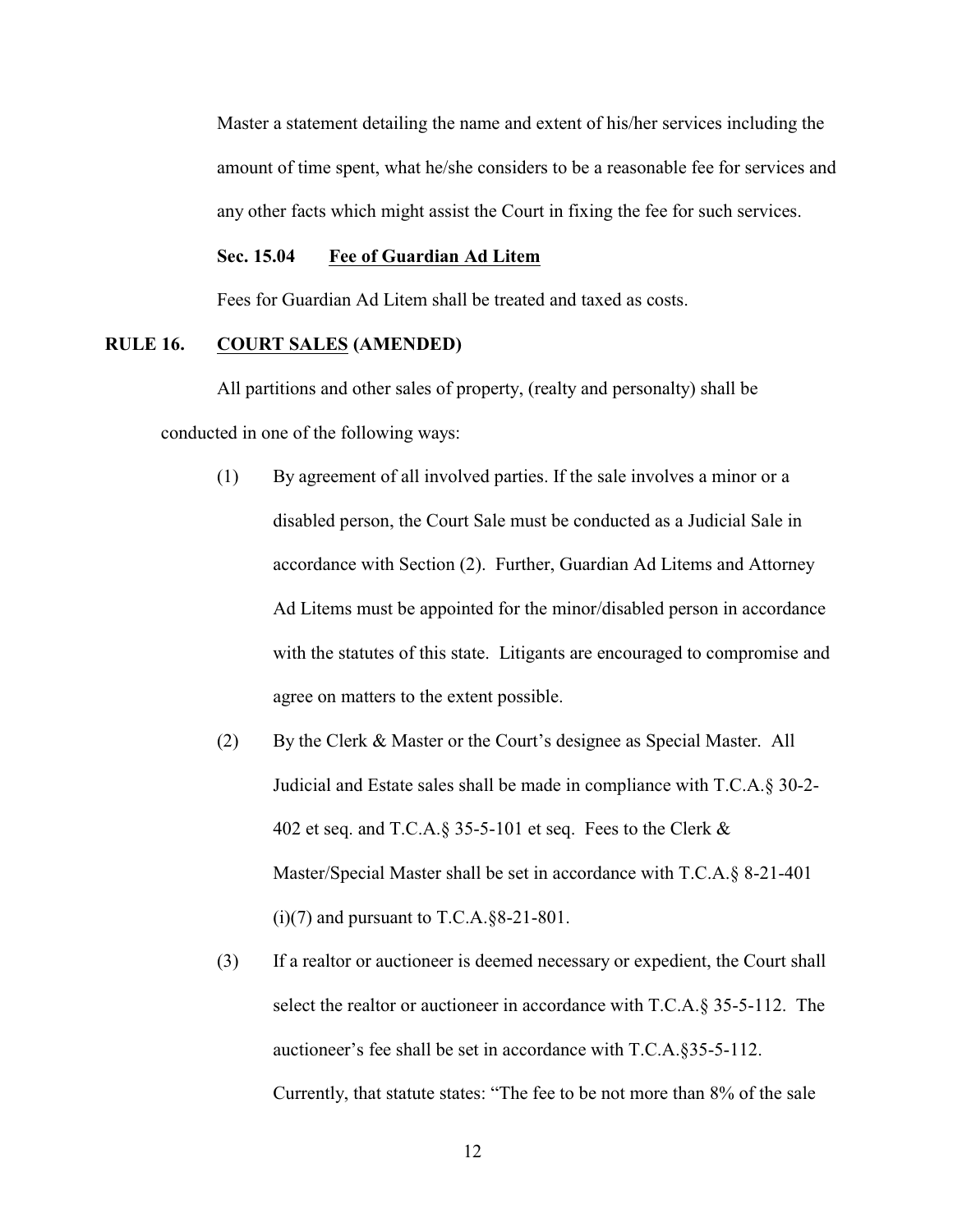Master a statement detailing the name and extent of his/her services including the amount of time spent, what he/she considers to be a reasonable fee for services and any other facts which might assist the Court in fixing the fee for such services.

**Sec. 15.04 Fee of Guardian Ad Litem**

Fees for Guardian Ad Litem shall be treated and taxed as costs.

## RULE 16. COURT SALES (AMENDED)

All partitions and other sales of property, (realty and personalty) shall be conducted in one of the following ways:

(1) By agreement of all involved parties. If the sale involves a minor or a disabled person, the Court Sale must be conducted as a Judicial Sale in accordance with Section (2). Further, Guardian Ad Litems and Attorney Ad Litems must be appointed for the minor/disabled person in accordance with the statutes of this state. Litigants are encouraged to compromise and agree on matters to the extent possible.

(2) By the Clerk & Master or the Court's designee as Special Master. All Judicial and Estate sales shall be made in compliance with T.C.A.§ 30-2-402 et seq. and T.C.A.§ 35-5-101 et seq. Fees to the Clerk & Master/Special Master shall be set in accordance with T.C.A.§ 8-21-401 (i)(7) and pursuant to T.C.A.§8-21-801.

(3) If a realtor or auctioneer is deemed necessary or expedient, the Court shall select the realtor or auctioneer in accordance with T.C.A.§ 35-5-112. The auctioneer's fee shall be set in accordance with T.C.A.§35-5-112. Currently, that statute states: "The fee to be not more than 8% of the sale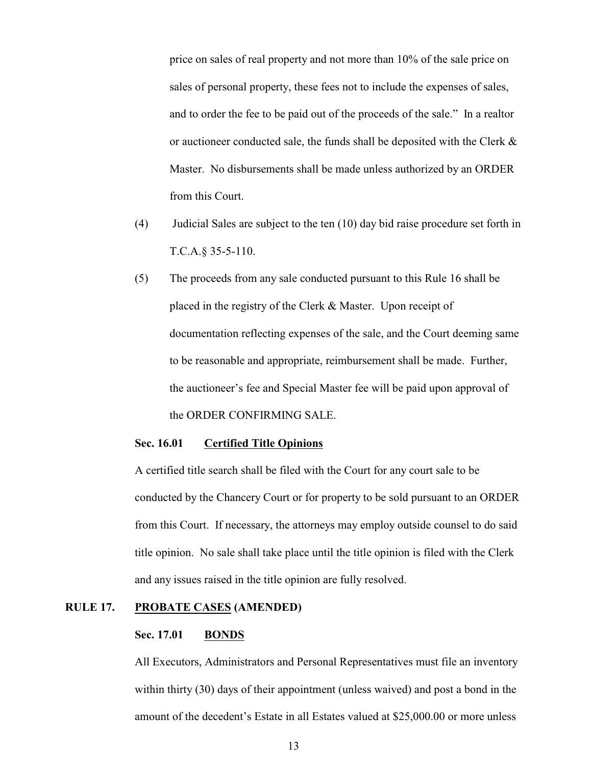price on sales of real property and not more than 10% of the sale price on sales of personal property, these fees not to include the expenses of sales, and to order the fee to be paid out of the proceeds of the sale." In a realtor or auctioneer conducted sale, the funds shall be deposited with the Clerk & Master. No disbursements shall be made unless authorized by an ORDER from this Court.

(4) Judicial Sales are subject to the ten (10) day bid raise procedure set forth in T.C.A.§ 35-5-110.

(5) The proceeds from any sale conducted pursuant to this Rule 16 shall be placed in the registry of the Clerk & Master. Upon receipt of documentation reflecting expenses of the sale, and the Court deeming same to be reasonable and appropriate, reimbursement shall be made. Further, the auctioneer's fee and Special Master fee will be paid upon approval of the ORDER CONFIRMING SALE.

### Sec. 16.01 Certified Title Opinions

A certified title search shall be filed with the Court for any court sale to be conducted by the Chancery Court or for property to be sold pursuant to an ORDER from this Court. If necessary, the attorneys may employ outside counsel to do said title opinion. No sale shall take place until the title opinion is filed with the Clerk and any issues raised in the title opinion are fully resolved.

## RULE 17. PROBATE CASES (AMENDED)

### Sec. 17.01 BONDS

All Executors, Administrators and Personal Representatives must file an inventory within thirty (30) days of their appointment (unless waived) and post a bond in the amount of the decedent's Estate in all Estates valued at $25,000.00 or more unless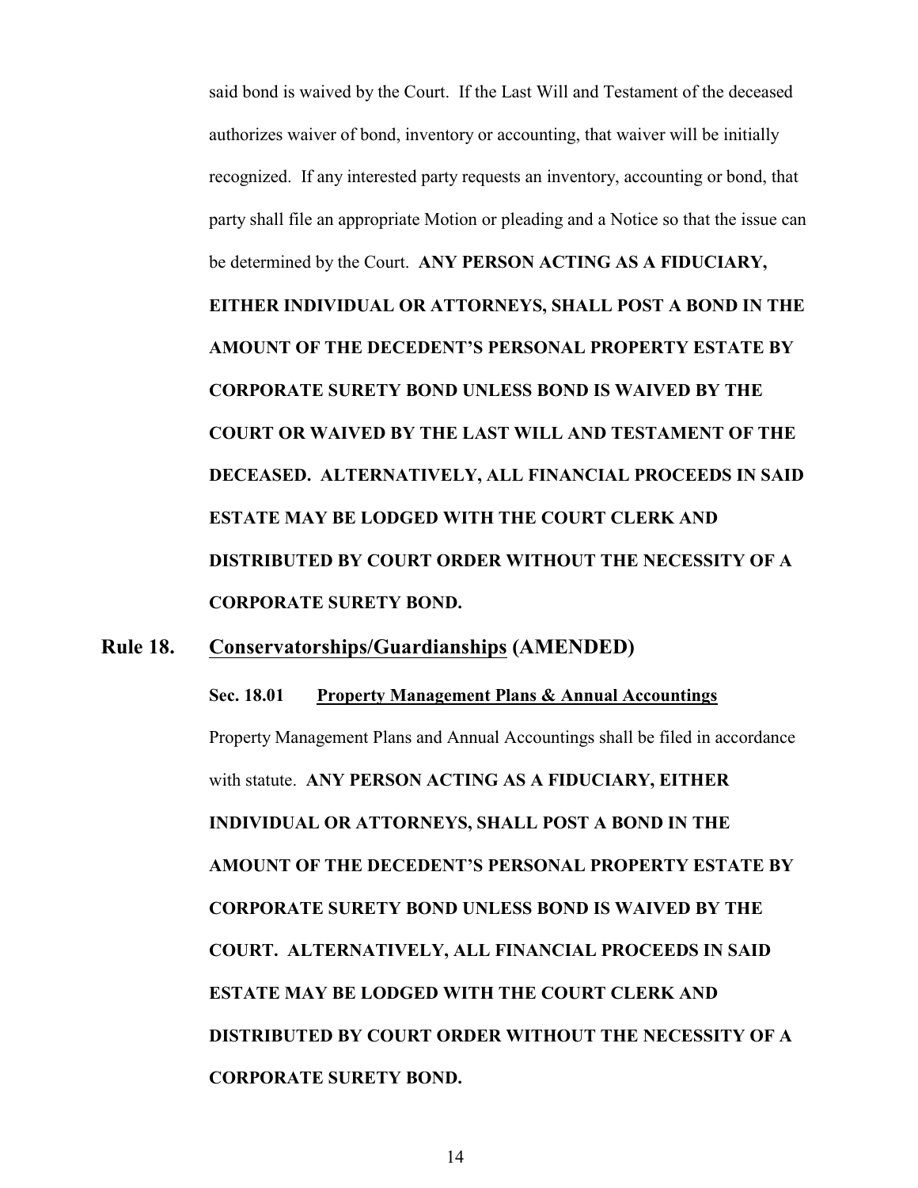said bond is waived by the Court. If the Last Will and Testament of the deceased authorizes waiver of bond, inventory or accounting, that waiver will be initially recognized. If any interested party requests an inventory, accounting or bond, that party shall file an appropriate Motion or pleading and a Notice so that the issue can be determined by the Court. **ANY PERSON ACTING AS A FIDUCIARY, EITHER INDIVIDUAL OR ATTORNEYS, SHALL POST A BOND IN THE AMOUNT OF THE DECEDENT'S PERSONAL PROPERTY ESTATE BY CORPORATE SURETY BOND UNLESS BOND IS WAIVED BY THE COURT OR WAIVED BY THE LAST WILL AND TESTAMENT OF THE DECEASED. ALTERNATIVELY, ALL FINANCIAL PROCEEDS IN SAID ESTATE MAY BE LODGED WITH THE COURT CLERK AND DISTRIBUTED BY COURT ORDER WITHOUT THE NECESSITY OF A CORPORATE SURETY BOND.**

## Rule 18. <u>Conservatorships/Guardianships</u> (AMENDED)

### Sec. 18.01 <u>Property Management Plans & Annual Accountings</u>

Property Management Plans and Annual Accountings shall be filed in accordance with statute. **ANY PERSON ACTING AS A FIDUCIARY, EITHER INDIVIDUAL OR ATTORNEYS, SHALL POST A BOND IN THE AMOUNT OF THE DECEDENT'S PERSONAL PROPERTY ESTATE BY CORPORATE SURETY BOND UNLESS BOND IS WAIVED BY THE COURT. ALTERNATIVELY, ALL FINANCIAL PROCEEDS IN SAID ESTATE MAY BE LODGED WITH THE COURT CLERK AND DISTRIBUTED BY COURT ORDER WITHOUT THE NECESSITY OF A CORPORATE SURETY BOND.**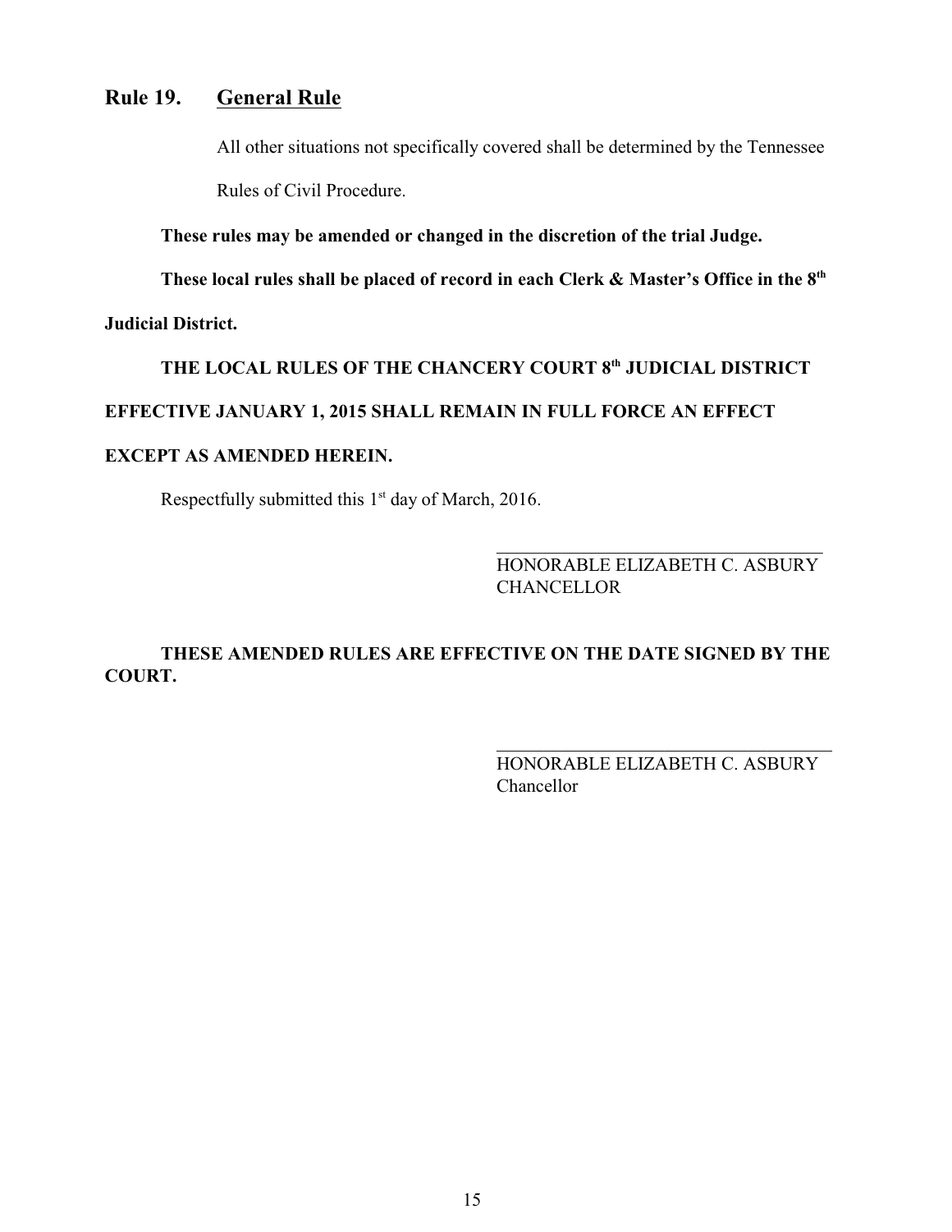## Rule 19. <u>General Rule</u>

All other situations not specifically covered shall be determined by the Tennessee Rules of Civil Procedure.

**These rules may be amended or changed in the discretion of the trial Judge.**

**These local rules shall be placed of record in each Clerk & Master's Office in the 8th Judicial District.**

**THE LOCAL RULES OF THE CHANCERY COURT 8th JUDICIAL DISTRICT EFFECTIVE JANUARY 1, 2015 SHALL REMAIN IN FULL FORCE AN EFFECT EXCEPT AS AMENDED HEREIN.**

Respectfully submitted this 1st day of March, 2016.

\_\_\_\_\_\_\_\_\_\_\_\_\_\_\_\_\_\_\_\_\_\_\_\_\_\_\_\_\_\_\_\_\_\_\_
HONORABLE ELIZABETH C. ASBURY
CHANCELLOR

**THESE AMENDED RULES ARE EFFECTIVE ON THE DATE SIGNED BY THE COURT.**

\_\_\_\_\_\_\_\_\_\_\_\_\_\_\_\_\_\_\_\_\_\_\_\_\_\_\_\_\_\_\_\_\_\_\_
HONORABLE ELIZABETH C. ASBURY
Chancellor